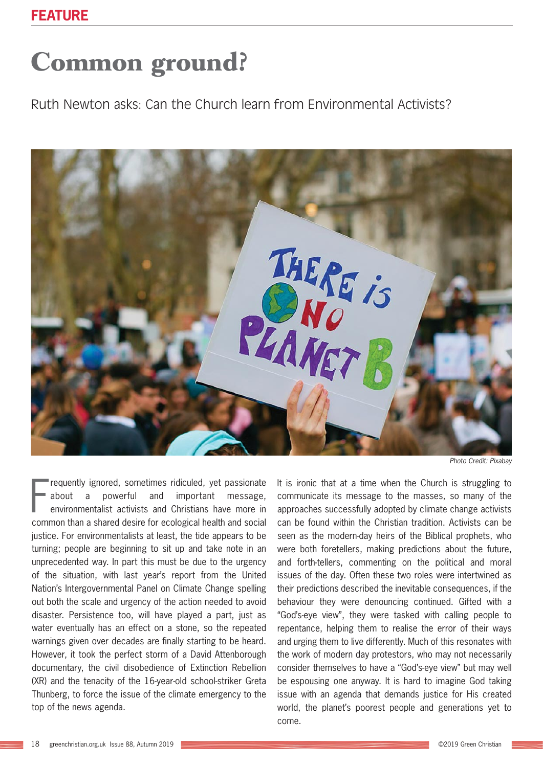FEATURE

# Common ground?

Ruth Newton asks: Can the Church learn from Environmental Activists?

*Photo Credit: Pixabay*

Frequently ignored, sometimes ridiculed, yet passionate about a powerful and important message, environmentalist activists and Christians have more in common than a shared desire for ecological health and social justice. For environmentalists at least, the tide appears to be turning; people are beginning to sit up and take note in an unprecedented way. In part this must be due to the urgency of the situation, with last year's report from the United Nation's Intergovernmental Panel on Climate Change spelling out both the scale and urgency of the action needed to avoid disaster. Persistence too, will have played a part, just as water eventually has an effect on a stone, so the repeated warnings given over decades are finally starting to be heard. However, it took the perfect storm of a David Attenborough documentary, the civil disobedience of Extinction Rebellion (XR) and the tenacity of the 16-year-old school-striker Greta Thunberg, to force the issue of the climate emergency to the top of the news agenda.

It is ironic that at a time when the Church is struggling to communicate its message to the masses, so many of the approaches successfully adopted by climate change activists can be found within the Christian tradition. Activists can be seen as the modern-day heirs of the Biblical prophets, who were both foretellers, making predictions about the future, and forth-tellers, commenting on the political and moral issues of the day. Often these two roles were intertwined as their predictions described the inevitable consequences, if the behaviour they were denouncing continued. Gifted with a "God's-eye view", they were tasked with calling people to repentance, helping them to realise the error of their ways and urging them to live differently. Much of this resonates with the work of modern day protestors, who may not necessarily consider themselves to have a "God's-eye view" but may well be espousing one anyway. It is hard to imagine God taking issue with an agenda that demands justice for His created world, the planet's poorest people and generations yet to come.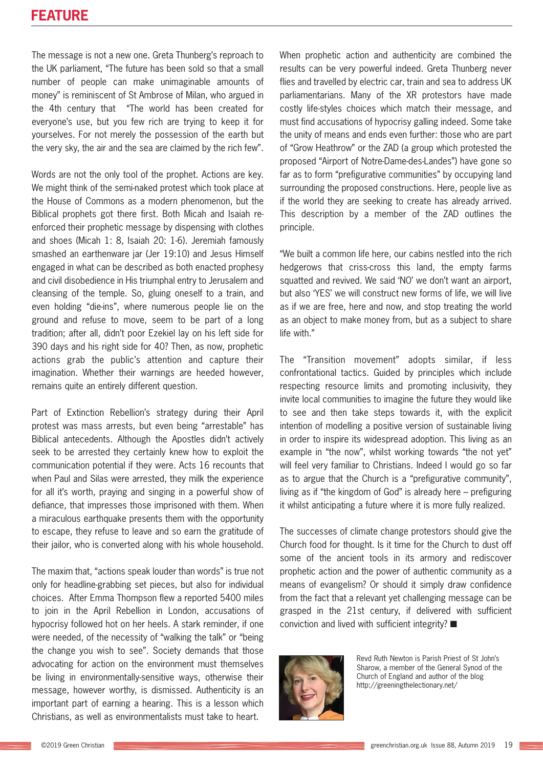The message is not a new one. Greta Thunberg's reproach to the UK parliament, "The future has been sold so that a small number of people can make unimaginable amounts of money" is reminiscent of St Ambrose of Milan, who argued in the 4th century that "The world has been created for everyone's use, but you few rich are trying to keep it for yourselves. For not merely the possession of the earth but the very sky, the air and the sea are claimed by the rich few".

Words are not the only tool of the prophet. Actions are key. We might think of the semi-naked protest which took place at the House of Commons as a modern phenomenon, but the Biblical prophets got there first. Both Micah and Isaiah re-enforced their prophetic message by dispensing with clothes and shoes (Micah 1: 8, Isaiah 20: 1-6). Jeremiah famously smashed an earthenware jar (Jer 19:10) and Jesus Himself engaged in what can be described as both enacted prophesy and civil disobedience in His triumphal entry to Jerusalem and cleansing of the temple. So, gluing oneself to a train, and even holding "die-ins", where numerous people lie on the ground and refuse to move, seem to be part of a long tradition; after all, didn't poor Ezekiel lay on his left side for 390 days and his right side for 40? Then, as now, prophetic actions grab the public's attention and capture their imagination. Whether their warnings are heeded however, remains quite an entirely different question.

Part of Extinction Rebellion's strategy during their April protest was mass arrests, but even being "arrestable" has Biblical antecedents. Although the Apostles didn't actively seek to be arrested they certainly knew how to exploit the communication potential if they were. Acts 16 recounts that when Paul and Silas were arrested, they milk the experience for all it's worth, praying and singing in a powerful show of defiance, that impresses those imprisoned with them. When a miraculous earthquake presents them with the opportunity to escape, they refuse to leave and so earn the gratitude of their jailor, who is converted along with his whole household.

The maxim that, "actions speak louder than words" is true not only for headline-grabbing set pieces, but also for individual choices. After Emma Thompson flew a reported 5400 miles to join in the April Rebellion in London, accusations of hypocrisy followed hot on her heels. A stark reminder, if one were needed, of the necessity of "walking the talk" or "being the change you wish to see". Society demands that those advocating for action on the environment must themselves be living in environmentally-sensitive ways, otherwise their message, however worthy, is dismissed. Authenticity is an important part of earning a hearing. This is a lesson which Christians, as well as environmentalists must take to heart.

When prophetic action and authenticity are combined the results can be very powerful indeed. Greta Thunberg never flies and travelled by electric car, train and sea to address UK parliamentarians. Many of the XR protestors have made costly life-styles choices which match their message, and must find accusations of hypocrisy galling indeed. Some take the unity of means and ends even further: those who are part of "Grow Heathrow" or the ZAD (a group which protested the proposed "Airport of Notre-Dame-des-Landes") have gone so far as to form "prefigurative communities" by occupying land surrounding the proposed constructions. Here, people live as if the world they are seeking to create has already arrived. This description by a member of the ZAD outlines the principle.

"We built a common life here, our cabins nestled into the rich hedgerows that criss-cross this land, the empty farms squatted and revived. We said 'NO' we don't want an airport, but also 'YES' we will construct new forms of life, we will live as if we are free, here and now, and stop treating the world as an object to make money from, but as a subject to share life with."

The "Transition movement" adopts similar, if less confrontational tactics. Guided by principles which include respecting resource limits and promoting inclusivity, they invite local communities to imagine the future they would like to see and then take steps towards it, with the explicit intention of modelling a positive version of sustainable living in order to inspire its widespread adoption. This living as an example in "the now", whilst working towards "the not yet" will feel very familiar to Christians. Indeed I would go so far as to argue that the Church is a "prefigurative community", living as if "the kingdom of God" is already here – prefiguring it whilst anticipating a future where it is more fully realized.

The successes of climate change protestors should give the Church food for thought. Is it time for the Church to dust off some of the ancient tools in its armory and rediscover prophetic action and the power of authentic community as a means of evangelism? Or should it simply draw confidence from the fact that a relevant yet challenging message can be grasped in the 21st century, if delivered with sufficient conviction and lived with sufficient integrity? ■

Revd Ruth Newton is Parish Priest of St John's Sharow, a member of the General Synod of the Church of England and author of the blog http://greeningthelectionary.net/